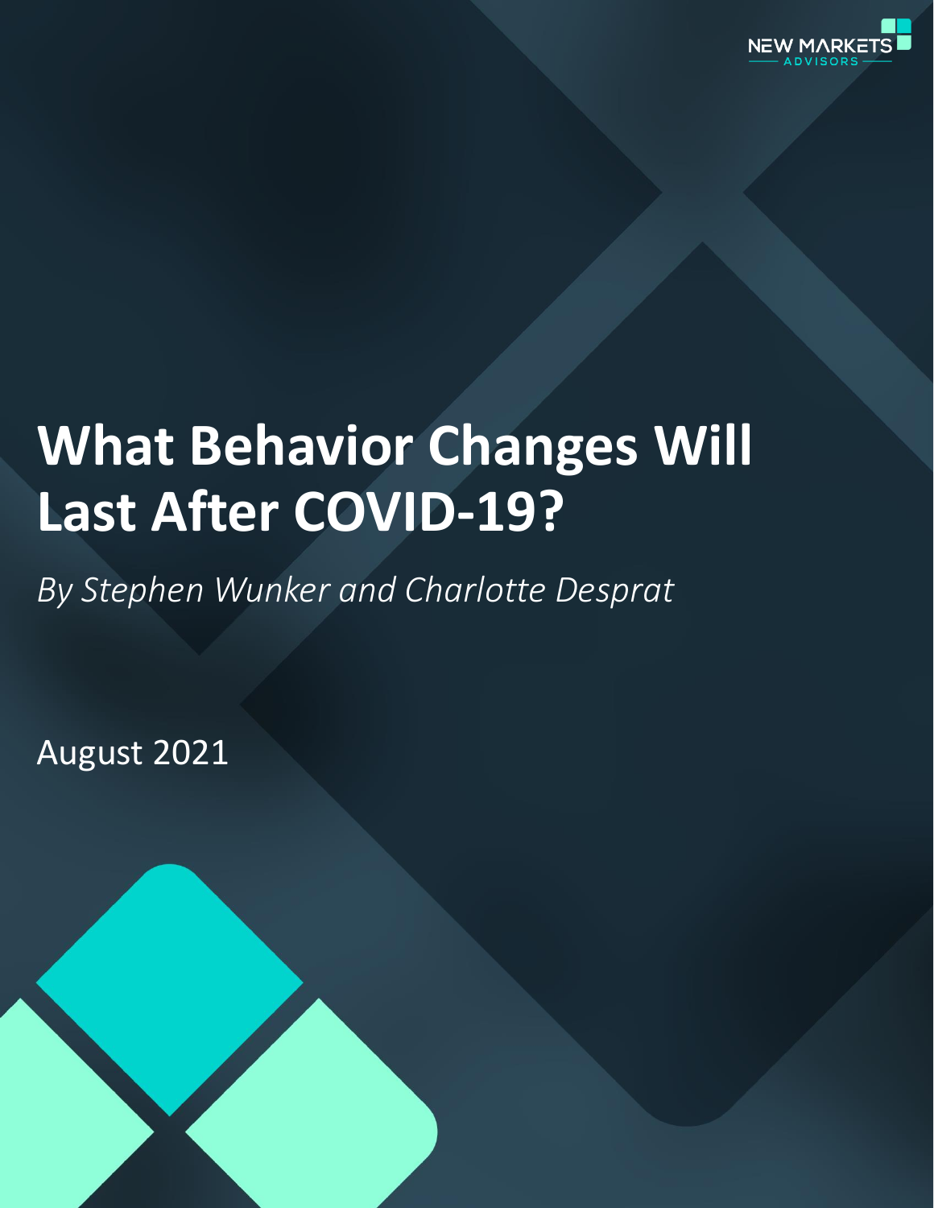NEW MARKETS ADVISORS

# What Behavior Changes Will Last After COVID-19?

*By Stephen Wunker and Charlotte Desprat*

August 2021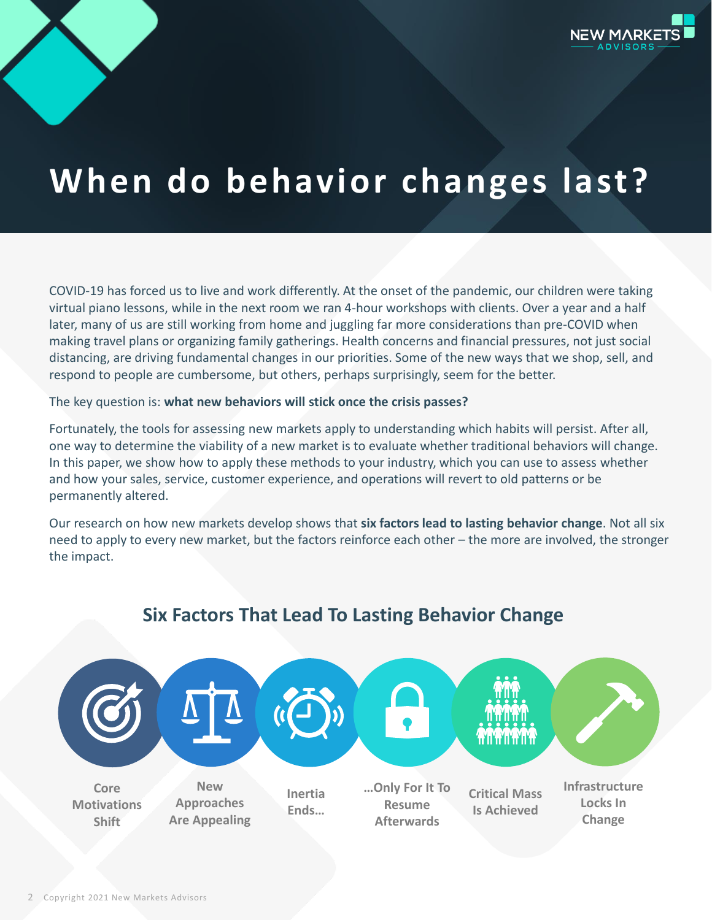# When do behavior changes last?

COVID-19 has forced us to live and work differently. At the onset of the pandemic, our children were taking virtual piano lessons, while in the next room we ran 4-hour workshops with clients. Over a year and a half later, many of us are still working from home and juggling far more considerations than pre-COVID when making travel plans or organizing family gatherings. Health concerns and financial pressures, not just social distancing, are driving fundamental changes in our priorities. Some of the new ways that we shop, sell, and respond to people are cumbersome, but others, perhaps surprisingly, seem for the better.

The key question is: **what new behaviors will stick once the crisis passes?**

Fortunately, the tools for assessing new markets apply to understanding which habits will persist. After all, one way to determine the viability of a new market is to evaluate whether traditional behaviors will change. In this paper, we show how to apply these methods to your industry, which you can use to assess whether and how your sales, service, customer experience, and operations will revert to old patterns or be permanently altered.

Our research on how new markets develop shows that **six factors lead to lasting behavior change**. Not all six need to apply to every new market, but the factors reinforce each other – the more are involved, the stronger the impact.

## Six Factors That Lead To Lasting Behavior Change

- Core Motivations Shift
- New Approaches Are Appealing
- Inertia Ends…
- …Only For It To Resume Afterwards
- Critical Mass Is Achieved
- Infrastructure Locks In Change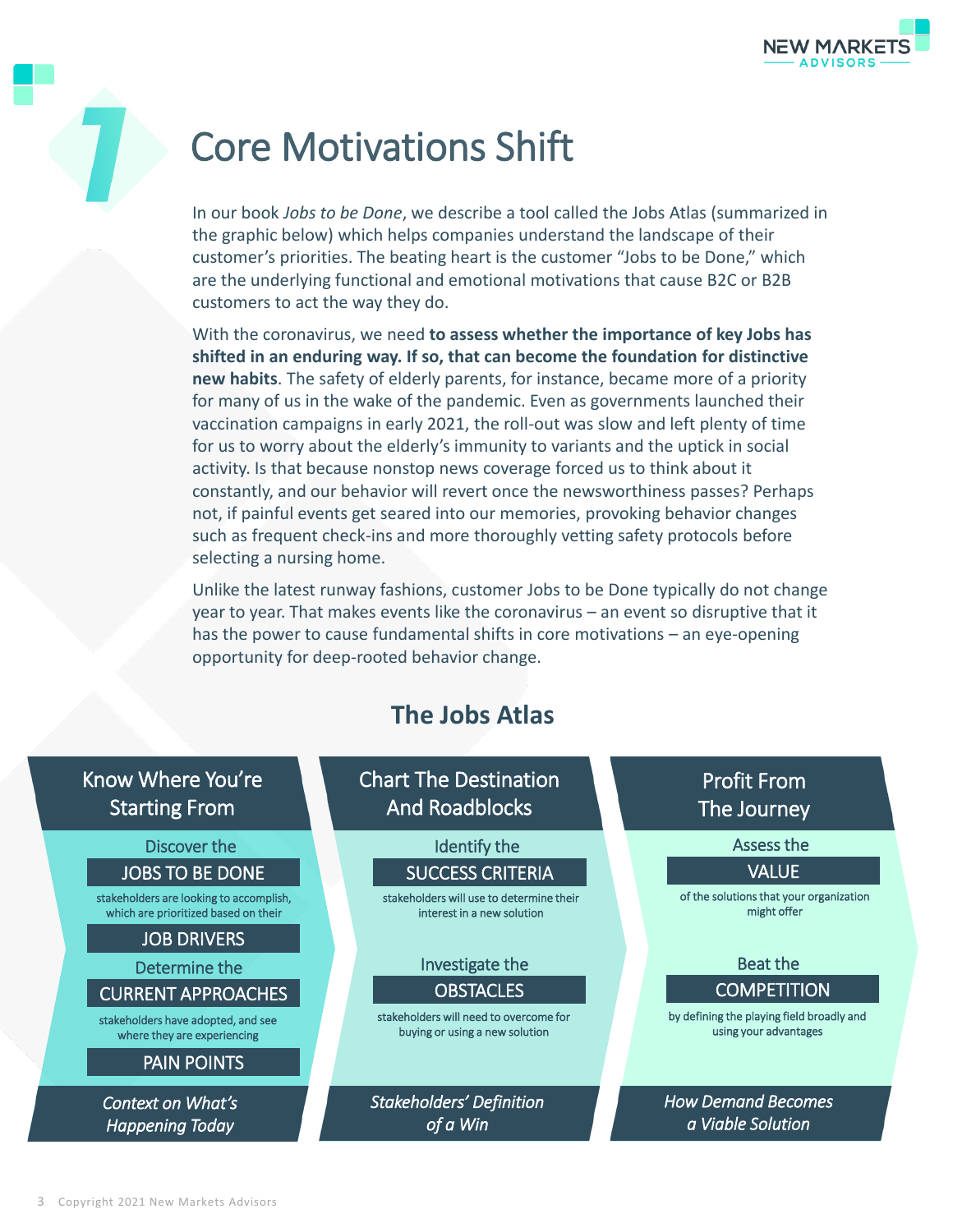# 1 Core Motivations Shift

In our book *Jobs to be Done*, we describe a tool called the Jobs Atlas (summarized in the graphic below) which helps companies understand the landscape of their customer's priorities. The beating heart is the customer "Jobs to be Done," which are the underlying functional and emotional motivations that cause B2C or B2B customers to act the way they do.

With the coronavirus, we need **to assess whether the importance of key Jobs has shifted in an enduring way. If so, that can become the foundation for distinctive new habits**. The safety of elderly parents, for instance, became more of a priority for many of us in the wake of the pandemic. Even as governments launched their vaccination campaigns in early 2021, the roll-out was slow and left plenty of time for us to worry about the elderly's immunity to variants and the uptick in social activity. Is that because nonstop news coverage forced us to think about it constantly, and our behavior will revert once the newsworthiness passes? Perhaps not, if painful events get seared into our memories, provoking behavior changes such as frequent check-ins and more thoroughly vetting safety protocols before selecting a nursing home.

Unlike the latest runway fashions, customer Jobs to be Done typically do not change year to year. That makes events like the coronavirus – an event so disruptive that it has the power to cause fundamental shifts in core motivations – an eye-opening opportunity for deep-rooted behavior change.

## The Jobs Atlas

| Know Where You're Starting From | Chart The Destination And Roadblocks | Profit From The Journey |
|---|---|---|
| Discover the **JOBS TO BE DONE** stakeholders are looking to accomplish, which are prioritized based on their **JOB DRIVERS** | Identify the **SUCCESS CRITERIA** stakeholders will use to determine their interest in a new solution | Assess the **VALUE** of the solutions that your organization might offer |
| Determine the **CURRENT APPROACHES** stakeholders have adopted, and see where they are experiencing **PAIN POINTS** | Investigate the **OBSTACLES** stakeholders will need to overcome for buying or using a new solution | Beat the **COMPETITION** by defining the playing field broadly and using your advantages |
| *Context on What's Happening Today* | *Stakeholders' Definition of a Win* | *How Demand Becomes a Viable Solution* |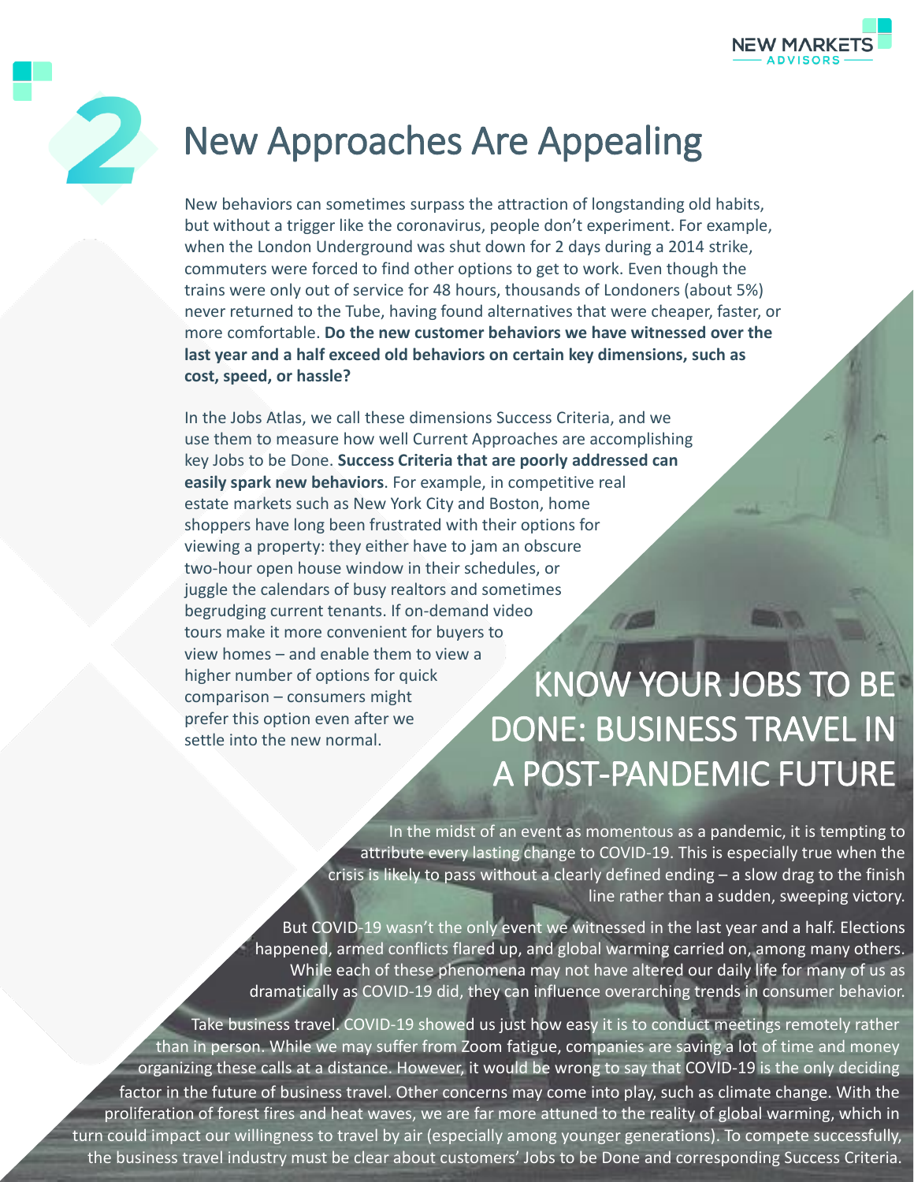# 2 New Approaches Are Appealing

New behaviors can sometimes surpass the attraction of longstanding old habits, but without a trigger like the coronavirus, people don't experiment. For example, when the London Underground was shut down for 2 days during a 2014 strike, commuters were forced to find other options to get to work. Even though the trains were only out of service for 48 hours, thousands of Londoners (about 5%) never returned to the Tube, having found alternatives that were cheaper, faster, or more comfortable. **Do the new customer behaviors we have witnessed over the last year and a half exceed old behaviors on certain key dimensions, such as cost, speed, or hassle?**

In the Jobs Atlas, we call these dimensions Success Criteria, and we use them to measure how well Current Approaches are accomplishing key Jobs to be Done. **Success Criteria that are poorly addressed can easily spark new behaviors**. For example, in competitive real estate markets such as New York City and Boston, home shoppers have long been frustrated with their options for viewing a property: they either have to jam an obscure two-hour open house window in their schedules, or juggle the calendars of busy realtors and sometimes begrudging current tenants. If on-demand video tours make it more convenient for buyers to view homes – and enable them to view a higher number of options for quick comparison – consumers might prefer this option even after we settle into the new normal.

## KNOW YOUR JOBS TO BE DONE: BUSINESS TRAVEL IN A POST-PANDEMIC FUTURE

In the midst of an event as momentous as a pandemic, it is tempting to attribute every lasting change to COVID-19. This is especially true when the crisis is likely to pass without a clearly defined ending – a slow drag to the finish line rather than a sudden, sweeping victory.

But COVID-19 wasn't the only event we witnessed in the last year and a half. Elections happened, armed conflicts flared up, and global warming carried on, among many others. While each of these phenomena may not have altered our daily life for many of us as dramatically as COVID-19 did, they can influence overarching trends in consumer behavior.

Take business travel. COVID-19 showed us just how easy it is to conduct meetings remotely rather than in person. While we may suffer from Zoom fatigue, companies are saving a lot of time and money organizing these calls at a distance. However, it would be wrong to say that COVID-19 is the only deciding factor in the future of business travel. Other concerns may come into play, such as climate change. With the proliferation of forest fires and heat waves, we are far more attuned to the reality of global warming, which in turn could impact our willingness to travel by air (especially among younger generations). To compete successfully, the business travel industry must be clear about customers' Jobs to be Done and corresponding Success Criteria.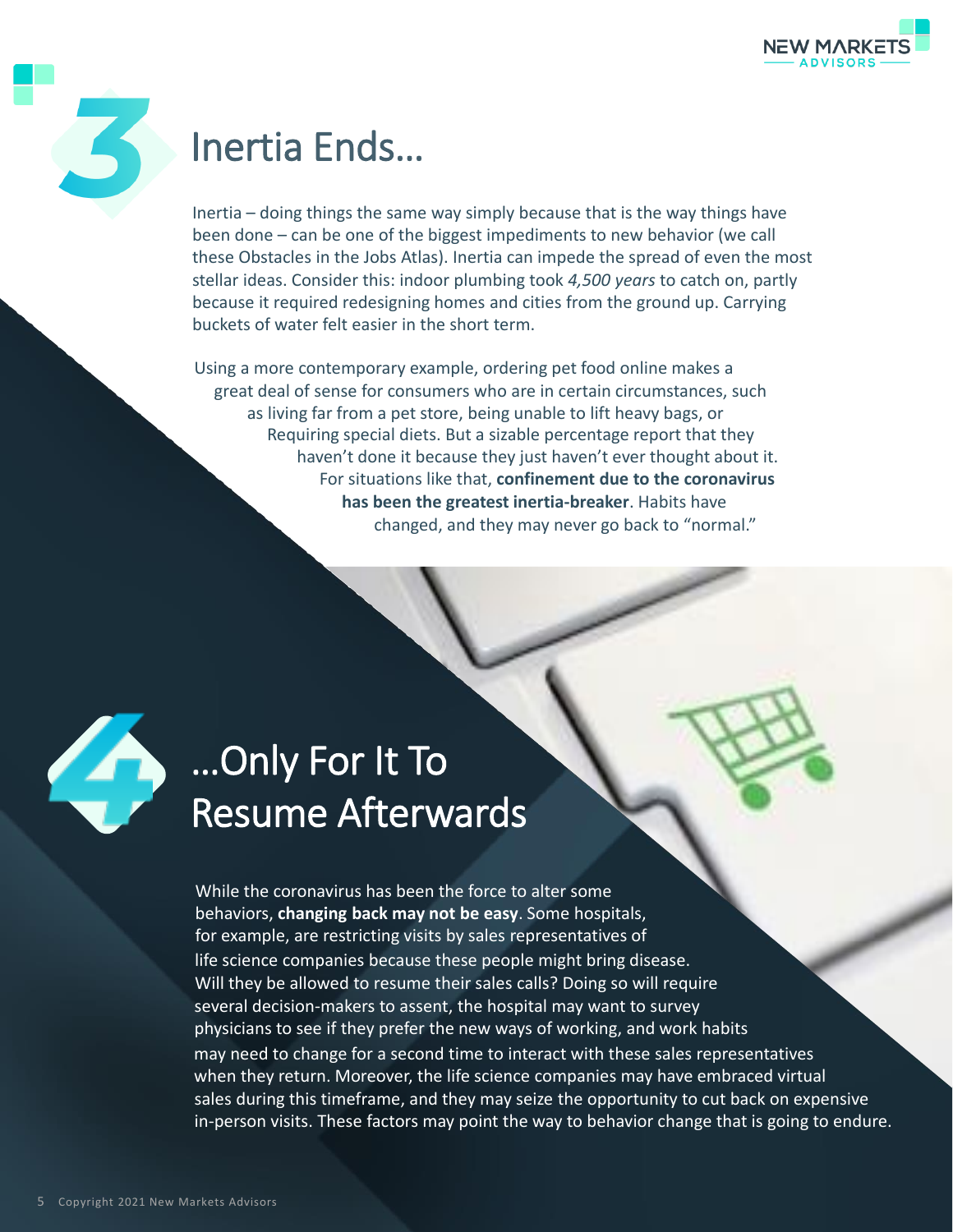## 3 Inertia Ends…

Inertia – doing things the same way simply because that is the way things have been done – can be one of the biggest impediments to new behavior (we call these Obstacles in the Jobs Atlas). Inertia can impede the spread of even the most stellar ideas. Consider this: indoor plumbing took *4,500 years* to catch on, partly because it required redesigning homes and cities from the ground up. Carrying buckets of water felt easier in the short term.

Using a more contemporary example, ordering pet food online makes a great deal of sense for consumers who are in certain circumstances, such as living far from a pet store, being unable to lift heavy bags, or Requiring special diets. But a sizable percentage report that they haven't done it because they just haven't ever thought about it. For situations like that, **confinement due to the coronavirus has been the greatest inertia-breaker**. Habits have changed, and they may never go back to "normal."

## 4 …Only For It To Resume Afterwards

While the coronavirus has been the force to alter some behaviors, **changing back may not be easy**. Some hospitals, for example, are restricting visits by sales representatives of life science companies because these people might bring disease. Will they be allowed to resume their sales calls? Doing so will require several decision-makers to assent, the hospital may want to survey physicians to see if they prefer the new ways of working, and work habits may need to change for a second time to interact with these sales representatives when they return. Moreover, the life science companies may have embraced virtual sales during this timeframe, and they may seize the opportunity to cut back on expensive in-person visits. These factors may point the way to behavior change that is going to endure.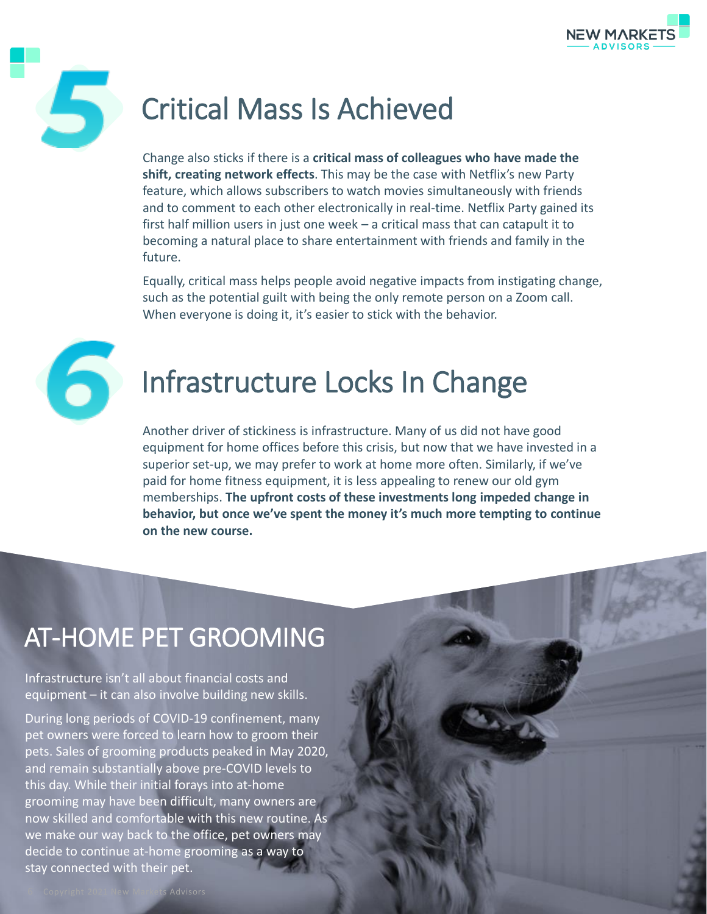## 5 Critical Mass Is Achieved

Change also sticks if there is a **critical mass of colleagues who have made the shift, creating network effects**. This may be the case with Netflix's new Party feature, which allows subscribers to watch movies simultaneously with friends and to comment to each other electronically in real-time. Netflix Party gained its first half million users in just one week – a critical mass that can catapult it to becoming a natural place to share entertainment with friends and family in the future.

Equally, critical mass helps people avoid negative impacts from instigating change, such as the potential guilt with being the only remote person on a Zoom call. When everyone is doing it, it's easier to stick with the behavior.

## 6 Infrastructure Locks In Change

Another driver of stickiness is infrastructure. Many of us did not have good equipment for home offices before this crisis, but now that we have invested in a superior set-up, we may prefer to work at home more often. Similarly, if we've paid for home fitness equipment, it is less appealing to renew our old gym memberships. **The upfront costs of these investments long impeded change in behavior, but once we've spent the money it's much more tempting to continue on the new course.**

## AT-HOME PET GROOMING

Infrastructure isn't all about financial costs and equipment – it can also involve building new skills.

During long periods of COVID-19 confinement, many pet owners were forced to learn how to groom their pets. Sales of grooming products peaked in May 2020, and remain substantially above pre-COVID levels to this day. While their initial forays into at-home grooming may have been difficult, many owners are now skilled and comfortable with this new routine. As we make our way back to the office, pet owners may decide to continue at-home grooming as a way to stay connected with their pet.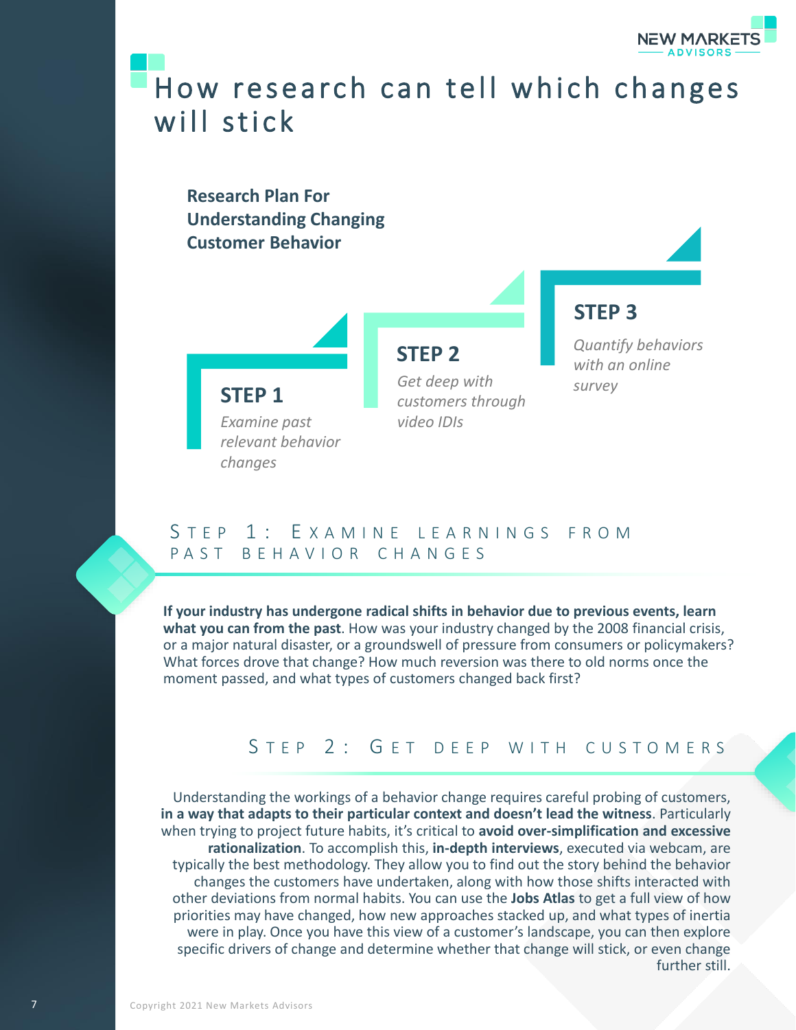# How research can tell which changes will stick

**Research Plan For Understanding Changing Customer Behavior**

**STEP 1**
*Examine past relevant behavior changes*

**STEP 2**
*Get deep with customers through video IDIs*

**STEP 3**
*Quantify behaviors with an online survey*

## Step 1: Examine learnings from past behavior changes

**If your industry has undergone radical shifts in behavior due to previous events, learn what you can from the past**. How was your industry changed by the 2008 financial crisis, or a major natural disaster, or a groundswell of pressure from consumers or policymakers? What forces drove that change? How much reversion was there to old norms once the moment passed, and what types of customers changed back first?

## Step 2: Get deep with customers

Understanding the workings of a behavior change requires careful probing of customers, **in a way that adapts to their particular context and doesn't lead the witness**. Particularly when trying to project future habits, it's critical to **avoid over-simplification and excessive rationalization**. To accomplish this, **in-depth interviews**, executed via webcam, are typically the best methodology. They allow you to find out the story behind the behavior changes the customers have undertaken, along with how those shifts interacted with other deviations from normal habits. You can use the **Jobs Atlas** to get a full view of how priorities may have changed, how new approaches stacked up, and what types of inertia were in play. Once you have this view of a customer's landscape, you can then explore specific drivers of change and determine whether that change will stick, or even change further still.

Copyright 2021 New Markets Advisors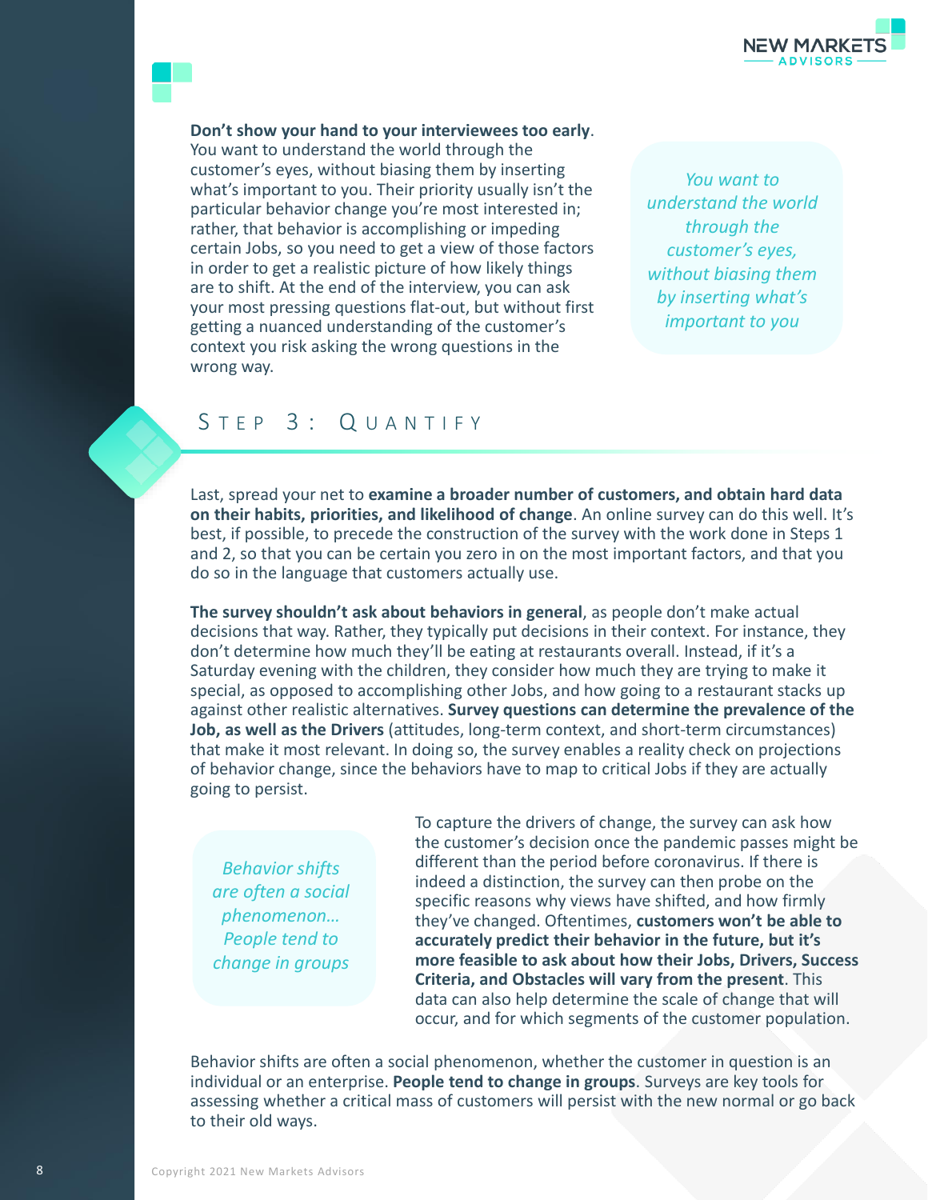**Don't show your hand to your interviewees too early**. You want to understand the world through the customer's eyes, without biasing them by inserting what's important to you. Their priority usually isn't the particular behavior change you're most interested in; rather, that behavior is accomplishing or impeding certain Jobs, so you need to get a view of those factors in order to get a realistic picture of how likely things are to shift. At the end of the interview, you can ask your most pressing questions flat-out, but without first getting a nuanced understanding of the customer's context you risk asking the wrong questions in the wrong way.

*You want to understand the world through the customer's eyes, without biasing them by inserting what's important to you*

## Step 3: Quantify

Last, spread your net to **examine a broader number of customers, and obtain hard data on their habits, priorities, and likelihood of change**. An online survey can do this well. It's best, if possible, to precede the construction of the survey with the work done in Steps 1 and 2, so that you can be certain you zero in on the most important factors, and that you do so in the language that customers actually use.

**The survey shouldn't ask about behaviors in general**, as people don't make actual decisions that way. Rather, they typically put decisions in their context. For instance, they don't determine how much they'll be eating at restaurants overall. Instead, if it's a Saturday evening with the children, they consider how much they are trying to make it special, as opposed to accomplishing other Jobs, and how going to a restaurant stacks up against other realistic alternatives. **Survey questions can determine the prevalence of the Job, as well as the Drivers** (attitudes, long-term context, and short-term circumstances) that make it most relevant. In doing so, the survey enables a reality check on projections of behavior change, since the behaviors have to map to critical Jobs if they are actually going to persist.

*Behavior shifts are often a social phenomenon… People tend to change in groups*

To capture the drivers of change, the survey can ask how the customer's decision once the pandemic passes might be different than the period before coronavirus. If there is indeed a distinction, the survey can then probe on the specific reasons why views have shifted, and how firmly they've changed. Oftentimes, **customers won't be able to accurately predict their behavior in the future, but it's more feasible to ask about how their Jobs, Drivers, Success Criteria, and Obstacles will vary from the present**. This data can also help determine the scale of change that will occur, and for which segments of the customer population.

Behavior shifts are often a social phenomenon, whether the customer in question is an individual or an enterprise. **People tend to change in groups**. Surveys are key tools for assessing whether a critical mass of customers will persist with the new normal or go back to their old ways.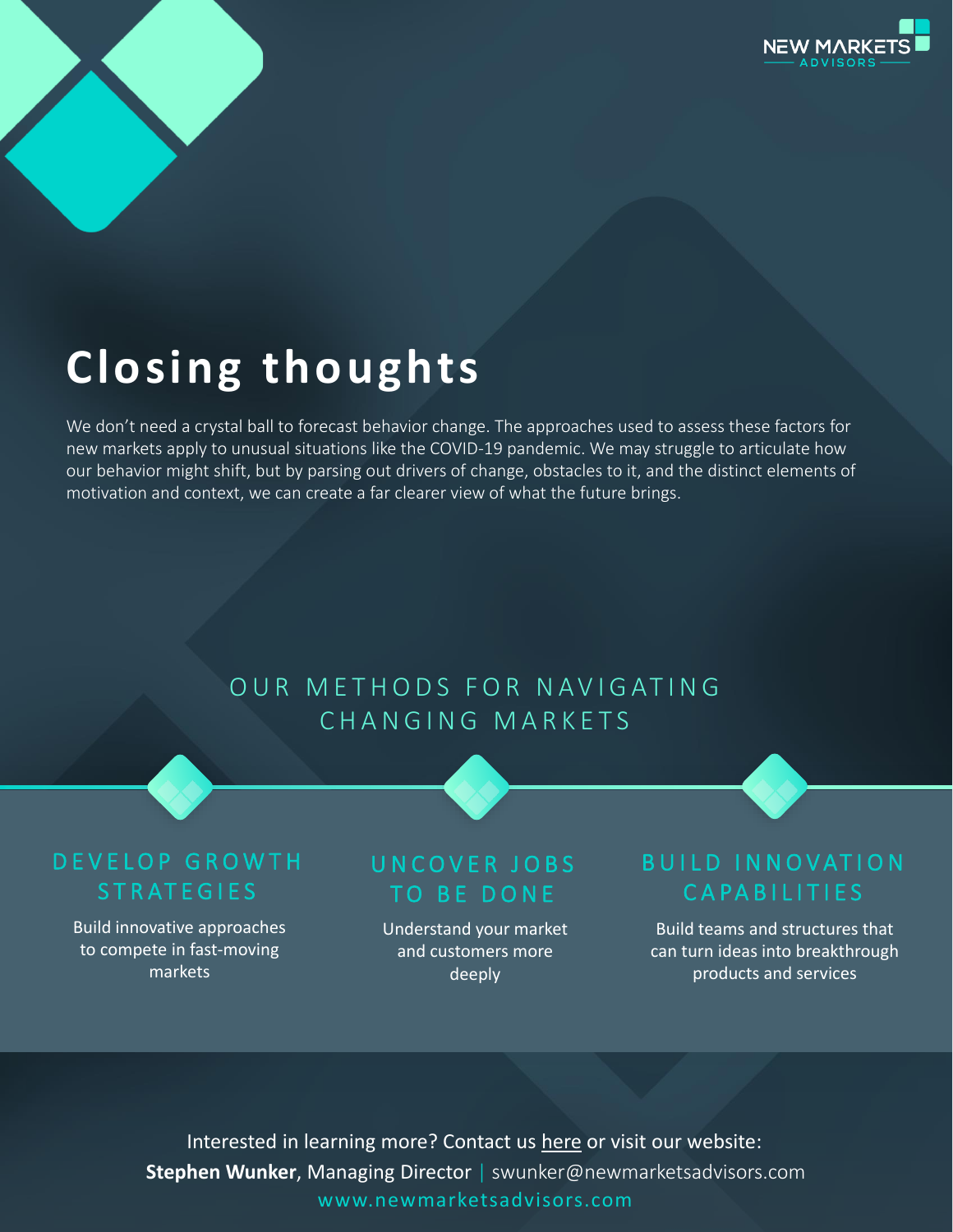# Closing thoughts

We don't need a crystal ball to forecast behavior change. The approaches used to assess these factors for new markets apply to unusual situations like the COVID-19 pandemic. We may struggle to articulate how our behavior might shift, but by parsing out drivers of change, obstacles to it, and the distinct elements of motivation and context, we can create a far clearer view of what the future brings.

## OUR METHODS FOR NAVIGATING CHANGING MARKETS

### DEVELOP GROWTH STRATEGIES

Build innovative approaches to compete in fast-moving markets

### UNCOVER JOBS TO BE DONE

Understand your market and customers more deeply

### BUILD INNOVATION CAPABILITIES

Build teams and structures that can turn ideas into breakthrough products and services

Interested in learning more? Contact us here or visit our website:
**Stephen Wunker**, Managing Director | swunker@newmarketsadvisors.com
www.newmarketsadvisors.com